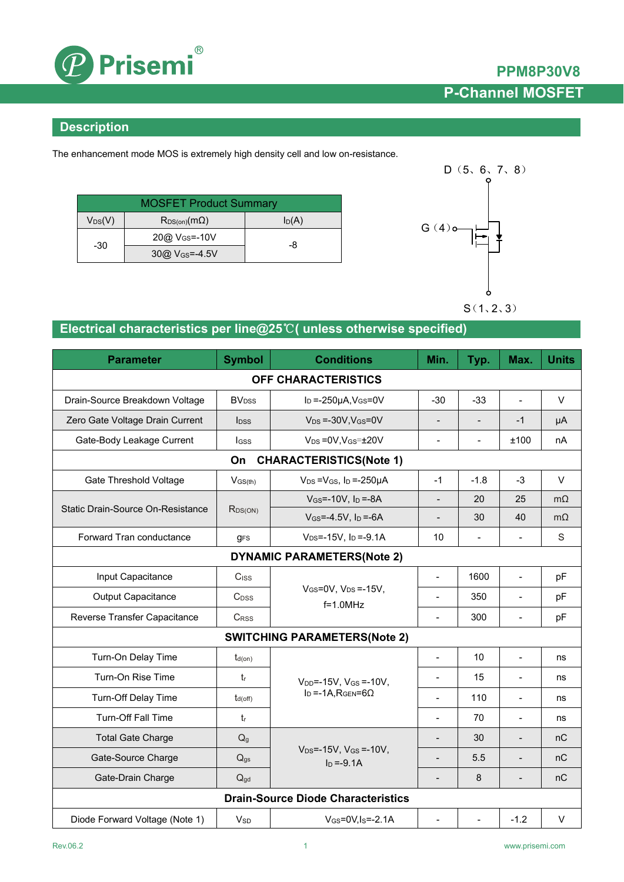# PPM8P30V8

## P-Channel MOSFET

## Description

The enhancement mode MOS is extremely high density cell and low on-resistance.

| MOSFET Product Summary | | |
|---|---|---|
| $V_{DS}$(V) | $R_{DS(on)}$(mΩ) | $I_D$(A) |
| -30 | 20@ $V_{GS}$=-10V | -8 |
| | 30@ $V_{GS}$=-4.5V | |

D（5、6、7、8）

G（4）

S（1、2、3）

## Electrical characteristics per line@25℃( unless otherwise specified)

| Parameter | Symbol | Conditions | Min. | Typ. | Max. | Units |
|---|---|---|---|---|---|---|
| **OFF CHARACTERISTICS** | | | | | | |
| Drain-Source Breakdown Voltage | $BV_{DSS}$ | $I_D$ =-250μA,$V_{GS}$=0V | -30 | -33 | - | V |
| Zero Gate Voltage Drain Current | $I_{DSS}$ | $V_{DS}$ =-30V,$V_{GS}$=0V | - | - | -1 | μA |
| Gate-Body Leakage Current | $I_{GSS}$ | $V_{DS}$ =0V,$V_{GS}$=±20V | - | - | ±100 | nA |
| **On CHARACTERISTICS(Note 1)** | | | | | | |
| Gate Threshold Voltage | $V_{GS(th)}$ | $V_{DS}$ =$V_{GS}$, $I_D$ =-250μA | -1 | -1.8 | -3 | V |
| Static Drain-Source On-Resistance | $R_{DS(ON)}$ | $V_{GS}$=-10V, $I_D$ =-8A | - | 20 | 25 | mΩ |
| | | $V_{GS}$=-4.5V, $I_D$ =-6A | - | 30 | 40 | mΩ |
| Forward Tran conductance | $g_{FS}$ | $V_{DS}$=-15V, $I_D$ =-9.1A | 10 | - | - | S |
| **DYNAMIC PARAMETERS(Note 2)** | | | | | | |
| Input Capacitance | $C_{ISS}$ | $V_{GS}$=0V, $V_{DS}$ =-15V, f=1.0MHz | - | 1600 | - | pF |
| Output Capacitance | $C_{OSS}$ | | - | 350 | - | pF |
| Reverse Transfer Capacitance | $C_{RSS}$ | | - | 300 | - | pF |
| **SWITCHING PARAMETERS(Note 2)** | | | | | | |
| Turn-On Delay Time | $t_{d(on)}$ | $V_{DD}$=-15V, $V_{GS}$ =-10V, $I_D$ =-1A,$R_{GEN}$=6Ω | - | 10 | - | ns |
| Turn-On Rise Time | $t_r$ | | - | 15 | - | ns |
| Turn-Off Delay Time | $t_{d(off)}$ | | - | 110 | - | ns |
| Turn-Off Fall Time | $t_f$ | | - | 70 | - | ns |
| Total Gate Charge | $Q_g$ | $V_{DS}$=-15V, $V_{GS}$ =-10V, $I_D$ =-9.1A | - | 30 | - | nC |
| Gate-Source Charge | $Q_{gs}$ | | - | 5.5 | - | nC |
| Gate-Drain Charge | $Q_{gd}$ | | - | 8 | - | nC |
| **Drain-Source Diode Characteristics** | | | | | | |
| Diode Forward Voltage (Note 1) | $V_{SD}$ | $V_{GS}$=0V,$I_S$=-2.1A | - | - | -1.2 | V |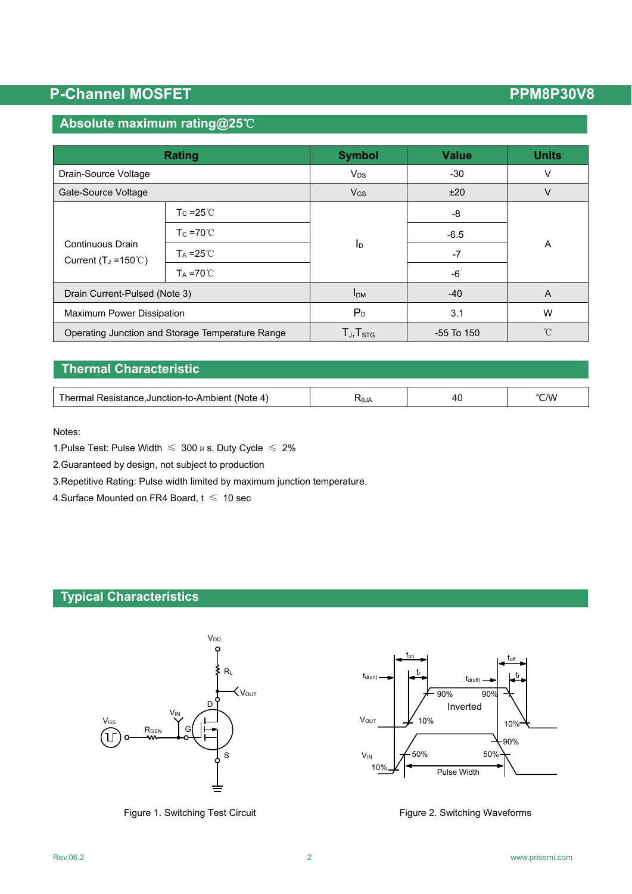## Absolute maximum rating@25℃

| Rating | | Symbol | Value | Units |
|---|---|---|---|---|
| Drain-Source Voltage | | $V_{DS}$ | -30 | V |
| Gate-Source Voltage | | $V_{GS}$ | ±20 | V |
| Continuous Drain Current ($T_J$ =150℃) | $T_C$ =25℃ | $I_D$ | -8 | A |
| | $T_C$ =70℃ | | -6.5 | |
| | $T_A$ =25℃ | | -7 | |
| | $T_A$ =70℃ | | -6 | |
| Drain Current-Pulsed (Note 3) | | $I_{DM}$ | -40 | A |
| Maximum Power Dissipation | | $P_D$ | 3.1 | W |
| Operating Junction and Storage Temperature Range | | $T_J$,$T_{STG}$ | -55 To 150 | ℃ |

## Thermal Characteristic

| Parameter | Symbol | Value | Units |
|---|---|---|---|
| Thermal Resistance,Junction-to-Ambient (Note 4) | $R_{θJA}$ | 40 | ℃/W |

Notes:

1.Pulse Test: Pulse Width ≤ 300μs, Duty Cycle ≤ 2%

2.Guaranteed by design, not subject to production

3.Repetitive Rating: Pulse width limited by maximum junction temperature.

4.Surface Mounted on FR4 Board, t ≤ 10 sec

## Typical Characteristics

Figure 1. Switching Test Circuit

Figure 2. Switching Waveforms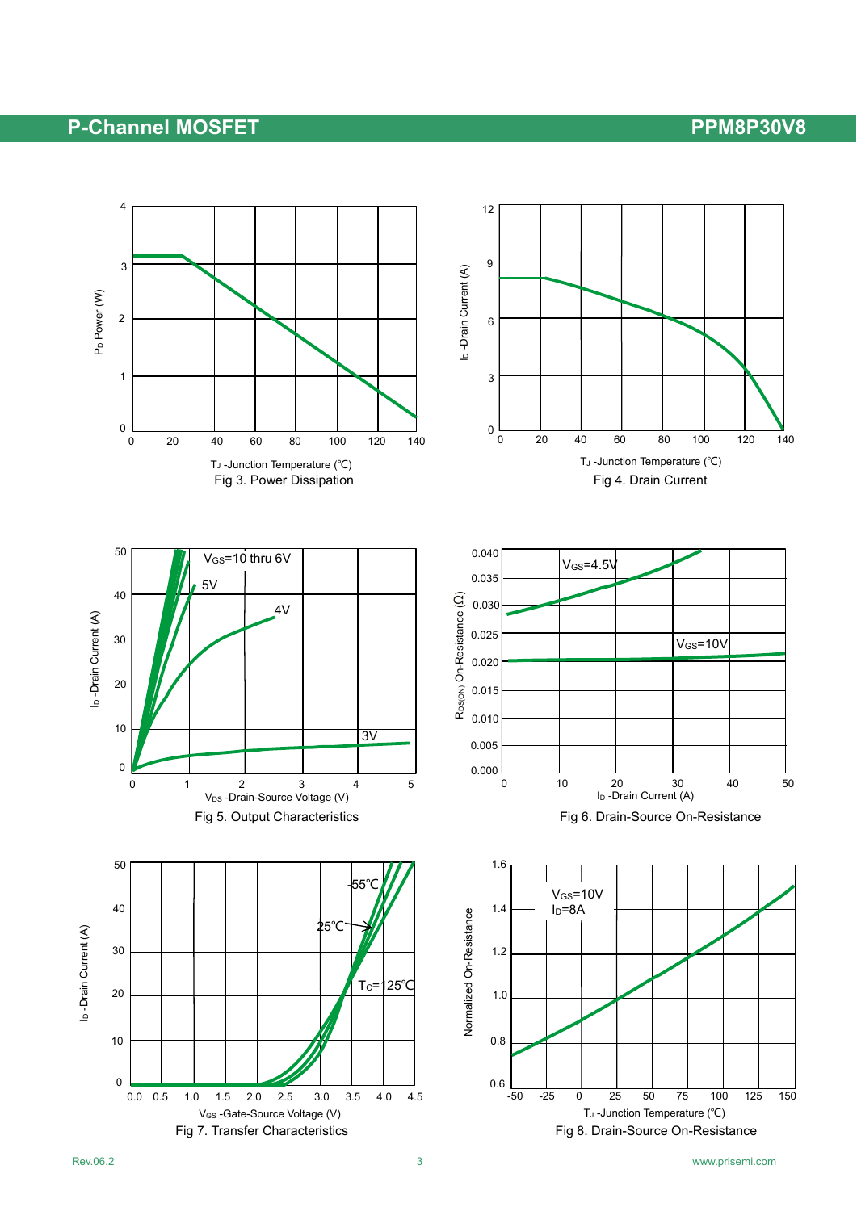Fig 3. Power Dissipation

Fig 4. Drain Current

Fig 5. Output Characteristics

Fig 6. Drain-Source On-Resistance

Fig 7. Transfer Characteristics

Fig 8. Drain-Source On-Resistance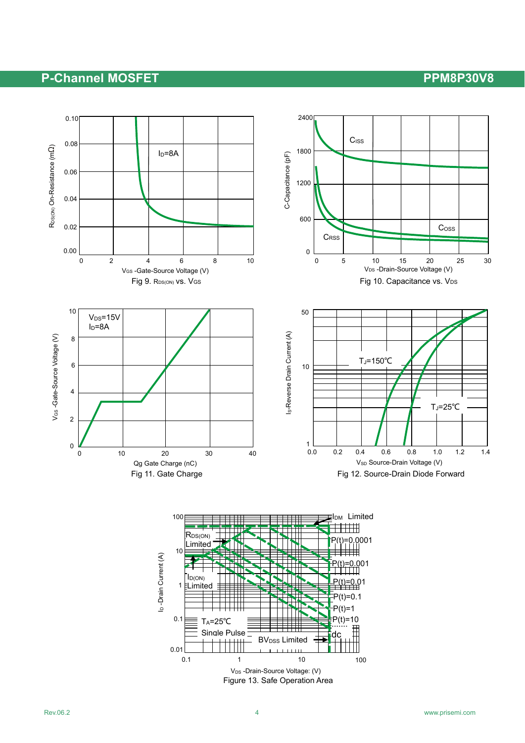Fig 9. $R_{DS(ON)}$ vs. $V_{GS}$

Fig 10. Capacitance vs. $V_{DS}$

Fig 11. Gate Charge

Fig 12. Source-Drain Diode Forward

Figure 13. Safe Operation Area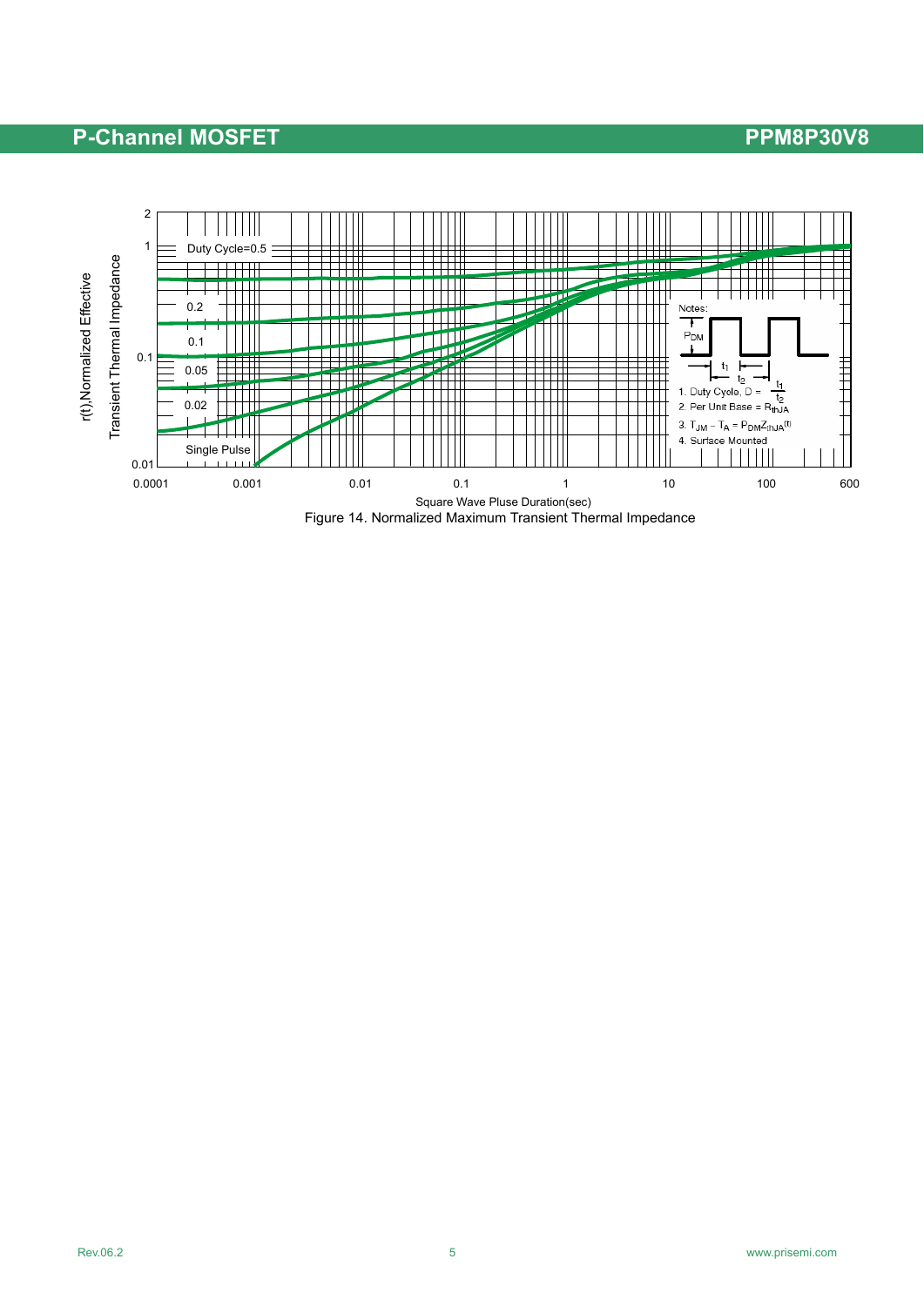Figure 14. Normalized Maximum Transient Thermal Impedance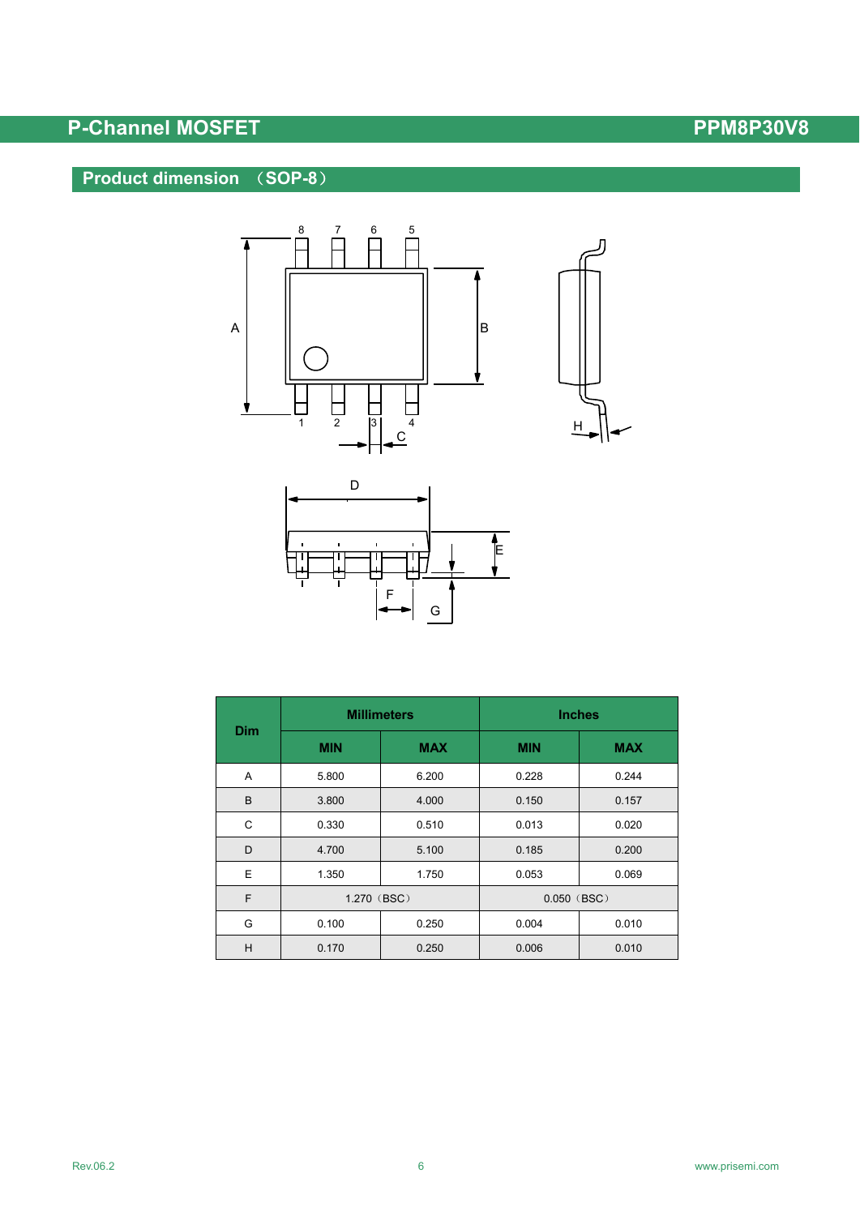## Product dimension （SOP-8）

| Dim | Millimeters | | Inches | |
|---|---|---|---|---|
| | MIN | MAX | MIN | MAX |
| A | 5.800 | 6.200 | 0.228 | 0.244 |
| B | 3.800 | 4.000 | 0.150 | 0.157 |
| C | 0.330 | 0.510 | 0.013 | 0.020 |
| D | 4.700 | 5.100 | 0.185 | 0.200 |
| E | 1.350 | 1.750 | 0.053 | 0.069 |
| F | 1.270（BSC） | | 0.050（BSC） | |
| G | 0.100 | 0.250 | 0.004 | 0.010 |
| H | 0.170 | 0.250 | 0.006 | 0.010 |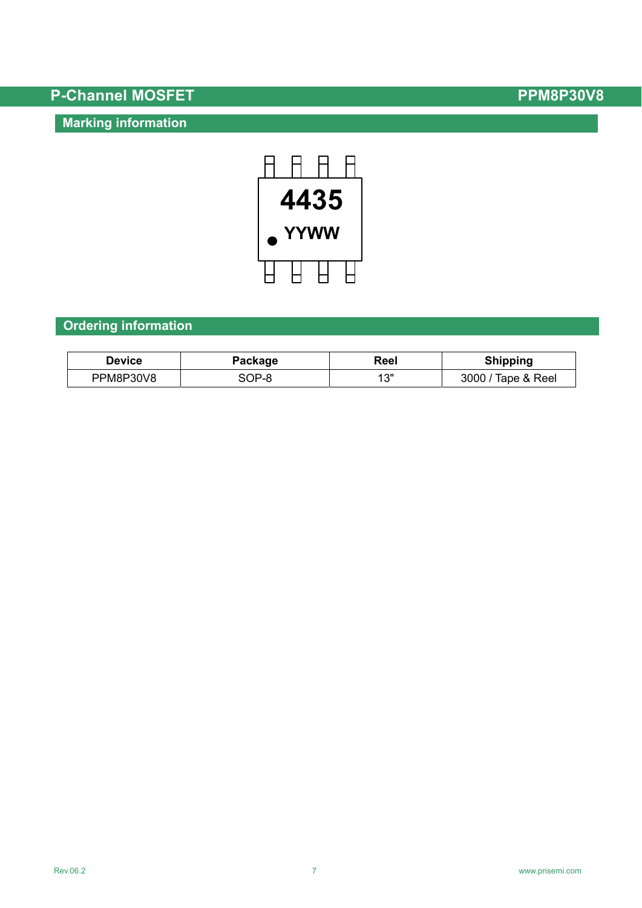## Marking information

4435
YYWW

## Ordering information

| Device | Package | Reel | Shipping |
|---|---|---|---|
| PPM8P30V8 | SOP-8 | 13" | 3000 / Tape & Reel |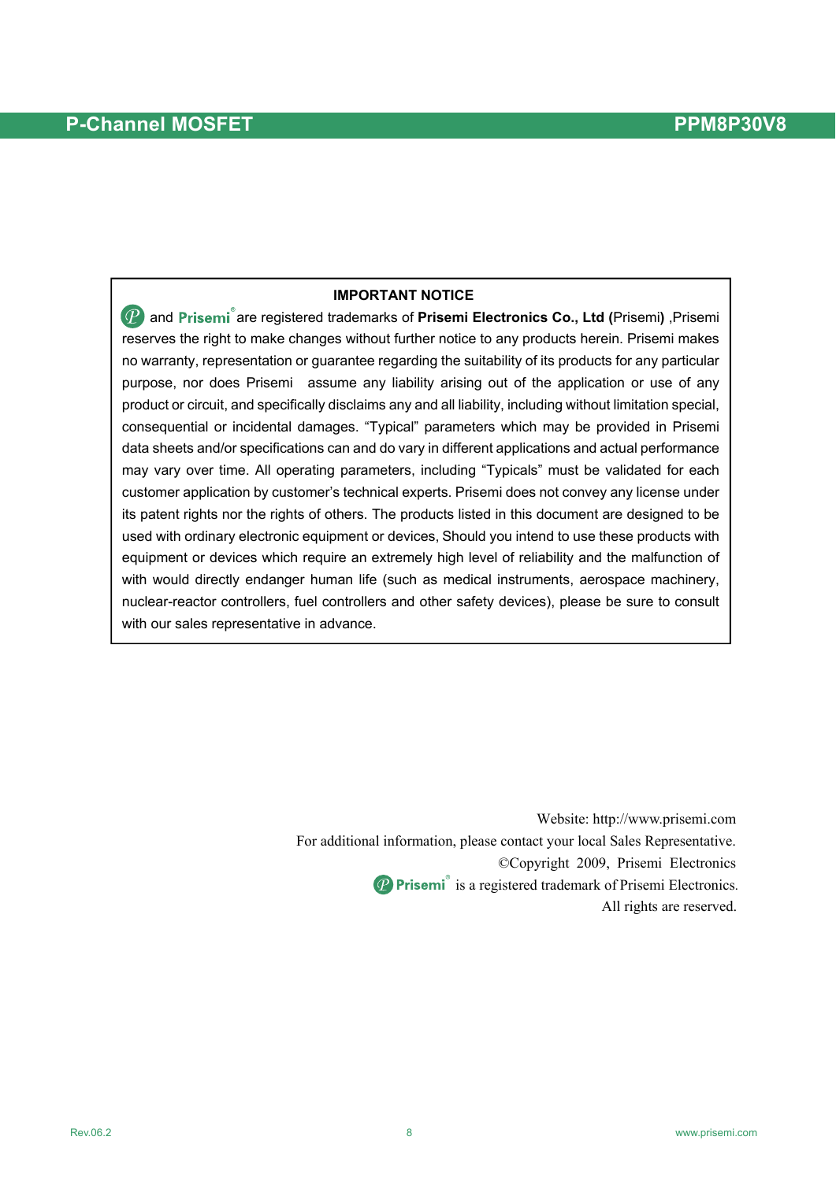## IMPORTANT NOTICE

and **Prisemi** are registered trademarks of **Prisemi Electronics Co., Ltd (**Prisemi**)** ,Prisemi reserves the right to make changes without further notice to any products herein. Prisemi makes no warranty, representation or guarantee regarding the suitability of its products for any particular purpose, nor does Prisemi assume any liability arising out of the application or use of any product or circuit, and specifically disclaims any and all liability, including without limitation special, consequential or incidental damages. "Typical" parameters which may be provided in Prisemi data sheets and/or specifications can and do vary in different applications and actual performance may vary over time. All operating parameters, including "Typicals" must be validated for each customer application by customer's technical experts. Prisemi does not convey any license under its patent rights nor the rights of others. The products listed in this document are designed to be used with ordinary electronic equipment or devices, Should you intend to use these products with equipment or devices which require an extremely high level of reliability and the malfunction of with would directly endanger human life (such as medical instruments, aerospace machinery, nuclear-reactor controllers, fuel controllers and other safety devices), please be sure to consult with our sales representative in advance.

Website: http://www.prisemi.com

For additional information, please contact your local Sales Representative.

©Copyright 2009, Prisemi Electronics

Prisemi is a registered trademark of Prisemi Electronics.

All rights are reserved.